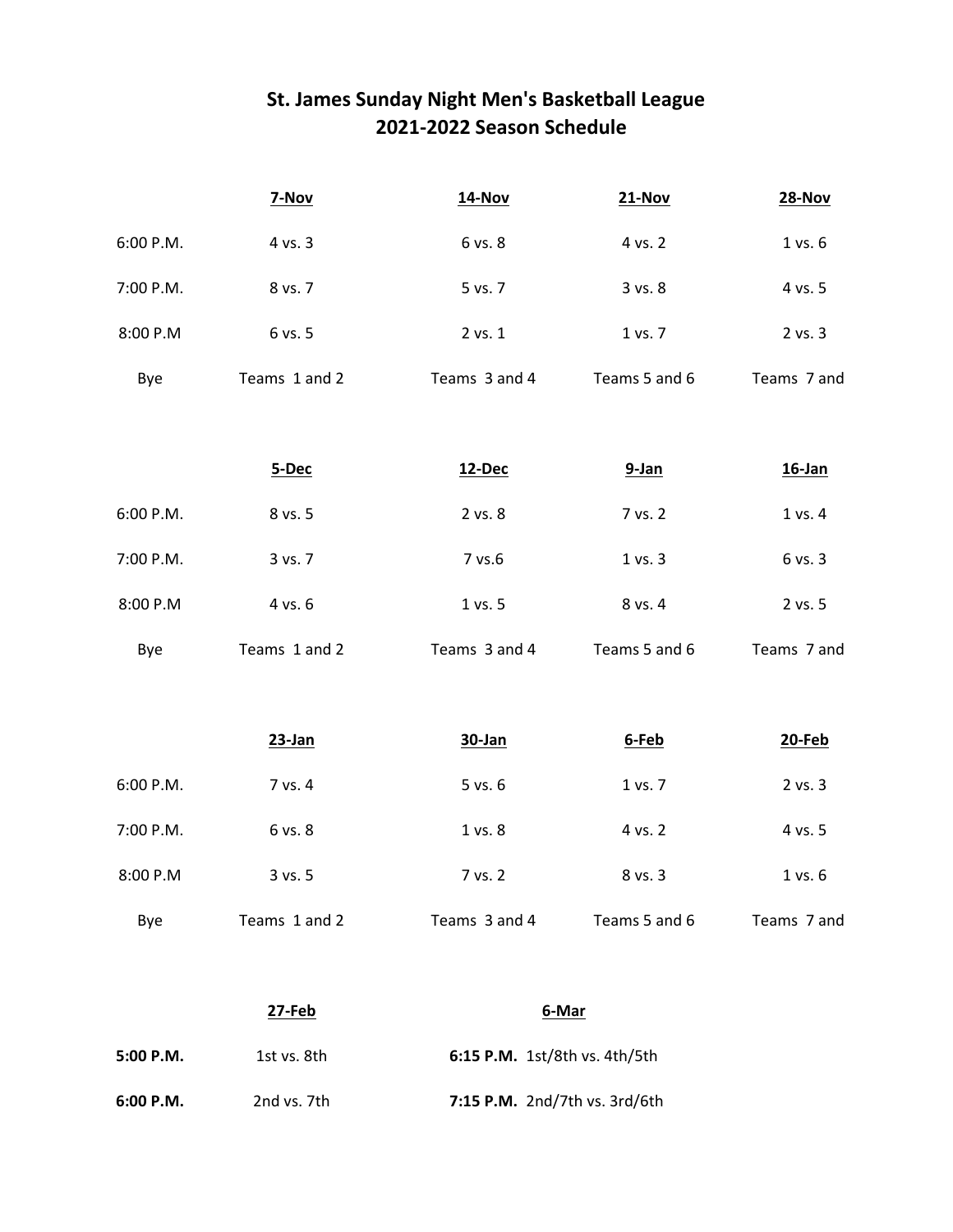# St. James Sunday Night Men's Basketball League
## 2021-2022 Season Schedule

| | 7-Nov | 14-Nov | 21-Nov | 28-Nov |
|---|---|---|---|---|
| 6:00 P.M. | 4 vs. 3 | 6 vs. 8 | 4 vs. 2 | 1 vs. 6 |
| 7:00 P.M. | 8 vs. 7 | 5 vs. 7 | 3 vs. 8 | 4 vs. 5 |
| 8:00 P.M | 6 vs. 5 | 2 vs. 1 | 1 vs. 7 | 2 vs. 3 |
| Bye | Teams 1 and 2 | Teams 3 and 4 | Teams 5 and 6 | Teams 7 and |

| | 5-Dec | 12-Dec | 9-Jan | 16-Jan |
|---|---|---|---|---|
| 6:00 P.M. | 8 vs. 5 | 2 vs. 8 | 7 vs. 2 | 1 vs. 4 |
| 7:00 P.M. | 3 vs. 7 | 7 vs.6 | 1 vs. 3 | 6 vs. 3 |
| 8:00 P.M | 4 vs. 6 | 1 vs. 5 | 8 vs. 4 | 2 vs. 5 |
| Bye | Teams 1 and 2 | Teams 3 and 4 | Teams 5 and 6 | Teams 7 and |

| | 23-Jan | 30-Jan | 6-Feb | 20-Feb |
|---|---|---|---|---|
| 6:00 P.M. | 7 vs. 4 | 5 vs. 6 | 1 vs. 7 | 2 vs. 3 |
| 7:00 P.M. | 6 vs. 8 | 1 vs. 8 | 4 vs. 2 | 4 vs. 5 |
| 8:00 P.M | 3 vs. 5 | 7 vs. 2 | 8 vs. 3 | 1 vs. 6 |
| Bye | Teams 1 and 2 | Teams 3 and 4 | Teams 5 and 6 | Teams 7 and |

| | 27-Feb | 6-Mar |
|---|---|---|
| **5:00 P.M.** | 1st vs. 8th | **6:15 P.M.** 1st/8th vs. 4th/5th |
| **6:00 P.M.** | 2nd vs. 7th | **7:15 P.M.** 2nd/7th vs. 3rd/6th |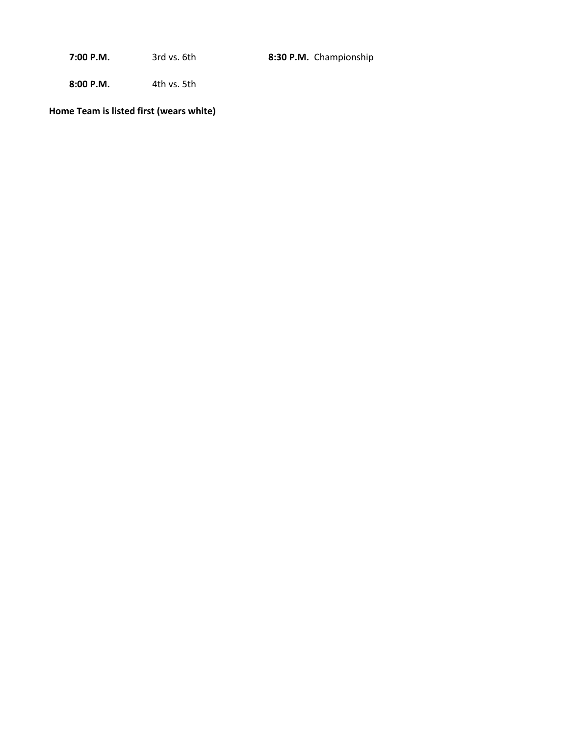**7:00 P.M.** 3rd vs. 6th

**8:00 P.M.** 4th vs. 5th

**8:30 P.M.** Championship

**Home Team is listed first (wears white)**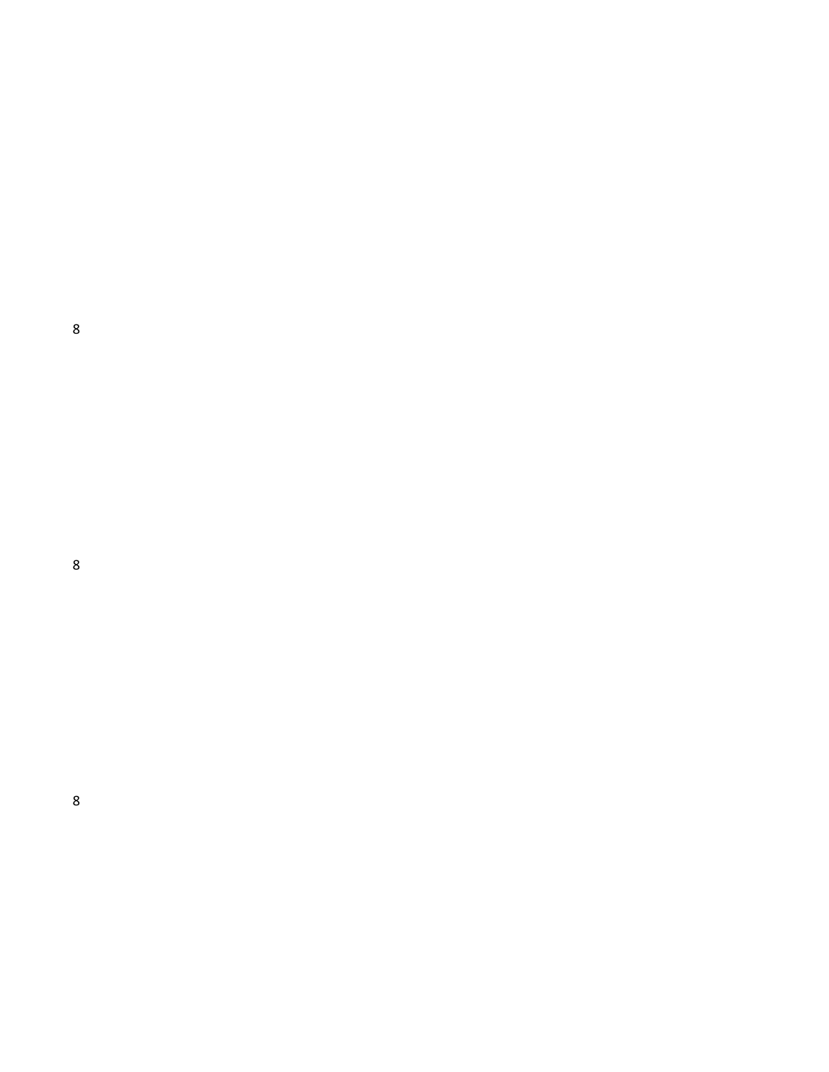8

8

8